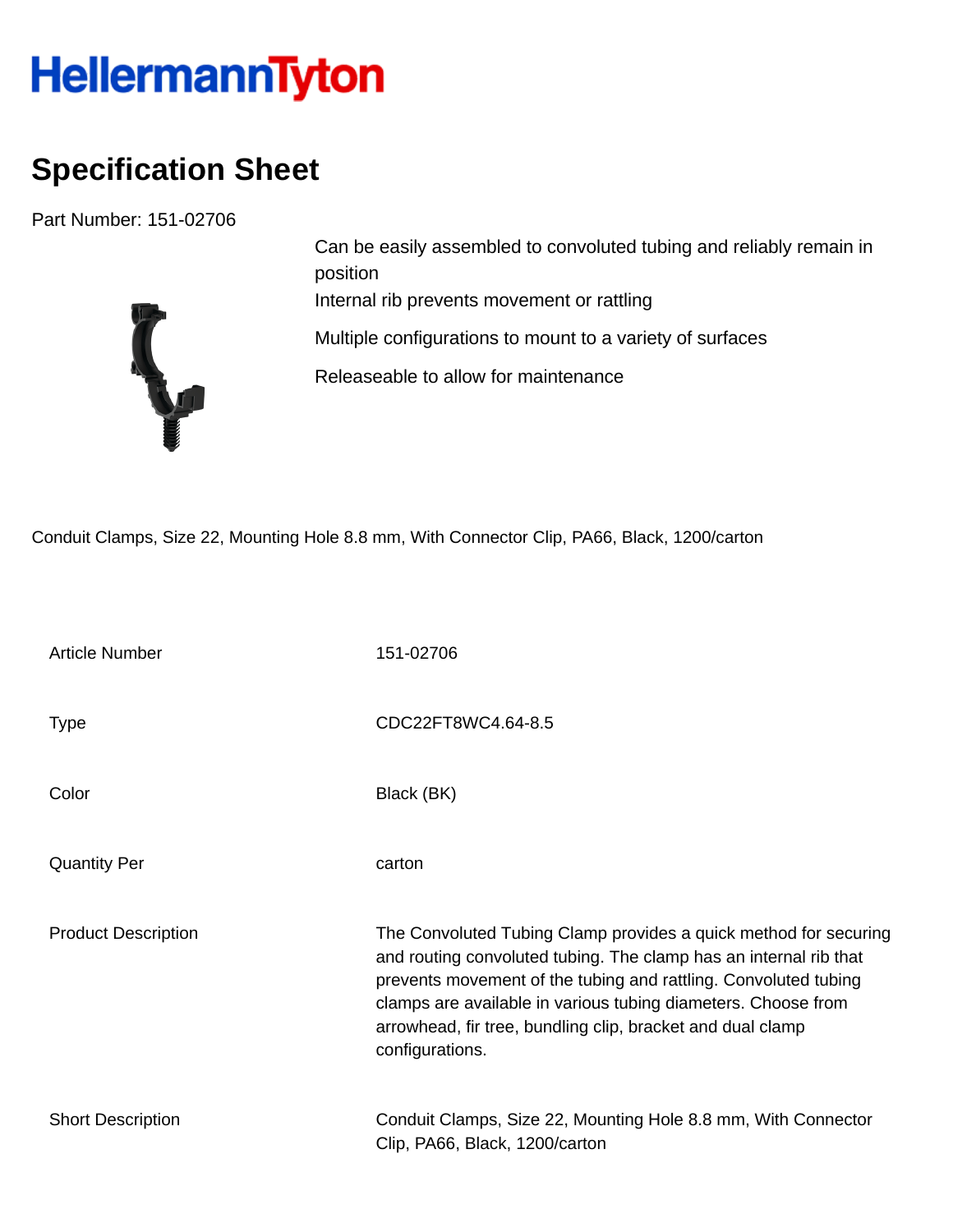# HellermannTyton

## Specification Sheet

Part Number: 151-02706

Can be easily assembled to convoluted tubing and reliably remain in position

Internal rib prevents movement or rattling

Multiple configurations to mount to a variety of surfaces

Releaseable to allow for maintenance

Conduit Clamps, Size 22, Mounting Hole 8.8 mm, With Connector Clip, PA66, Black, 1200/carton

| | |
|---|---|
| Article Number | 151-02706 |
| Type | CDC22FT8WC4.64-8.5 |
| Color | Black (BK) |
| Quantity Per | carton |
| Product Description | The Convoluted Tubing Clamp provides a quick method for securing and routing convoluted tubing. The clamp has an internal rib that prevents movement of the tubing and rattling. Convoluted tubing clamps are available in various tubing diameters. Choose from arrowhead, fir tree, bundling clip, bracket and dual clamp configurations. |
| Short Description | Conduit Clamps, Size 22, Mounting Hole 8.8 mm, With Connector Clip, PA66, Black, 1200/carton |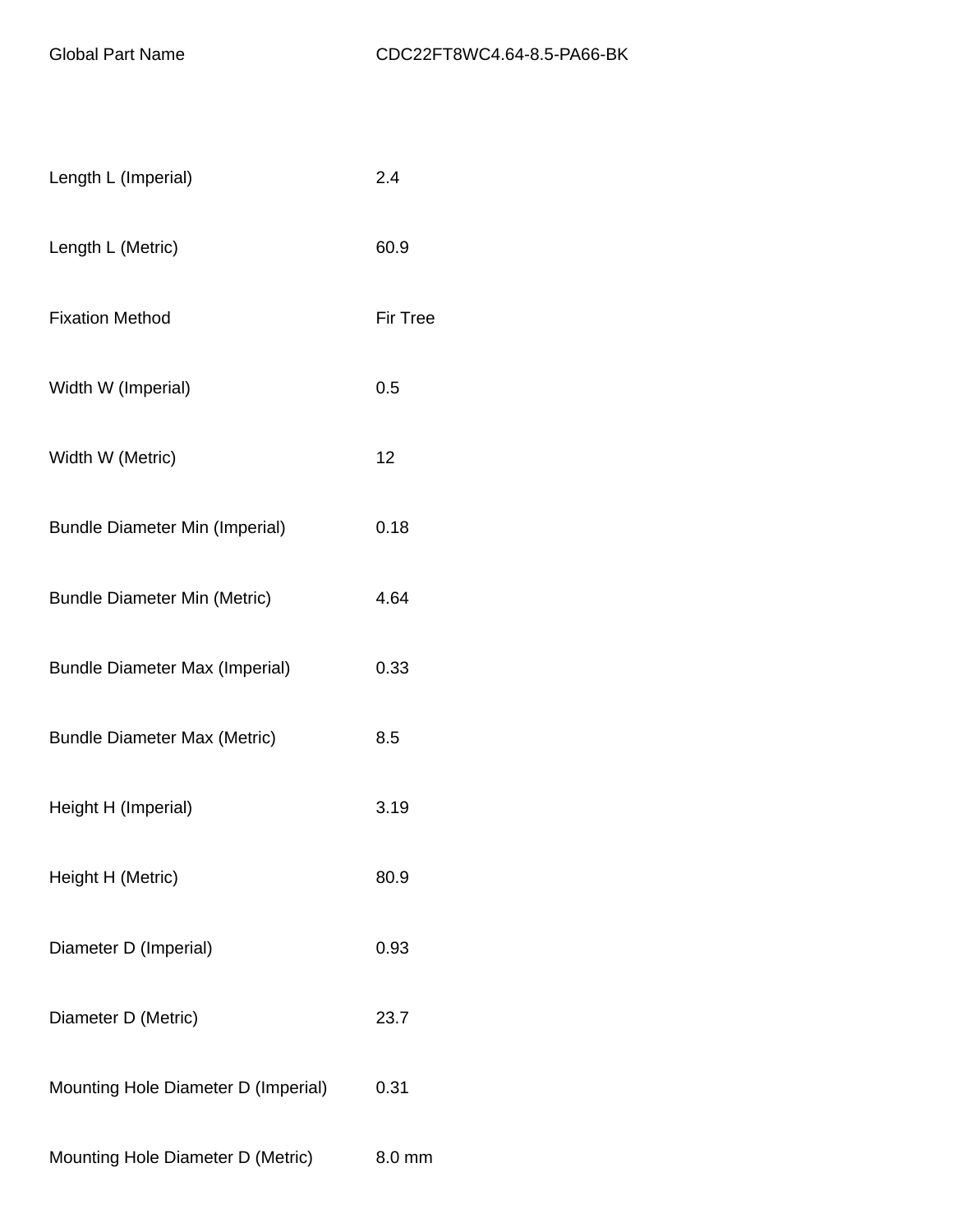| Global Part Name | CDC22FT8WC4.64-8.5-PA66-BK |
| --- | --- |
| Length L (Imperial) | 2.4 |
| Length L (Metric) | 60.9 |
| Fixation Method | Fir Tree |
| Width W (Imperial) | 0.5 |
| Width W (Metric) | 12 |
| Bundle Diameter Min (Imperial) | 0.18 |
| Bundle Diameter Min (Metric) | 4.64 |
| Bundle Diameter Max (Imperial) | 0.33 |
| Bundle Diameter Max (Metric) | 8.5 |
| Height H (Imperial) | 3.19 |
| Height H (Metric) | 80.9 |
| Diameter D (Imperial) | 0.93 |
| Diameter D (Metric) | 23.7 |
| Mounting Hole Diameter D (Imperial) | 0.31 |
| Mounting Hole Diameter D (Metric) | 8.0 mm |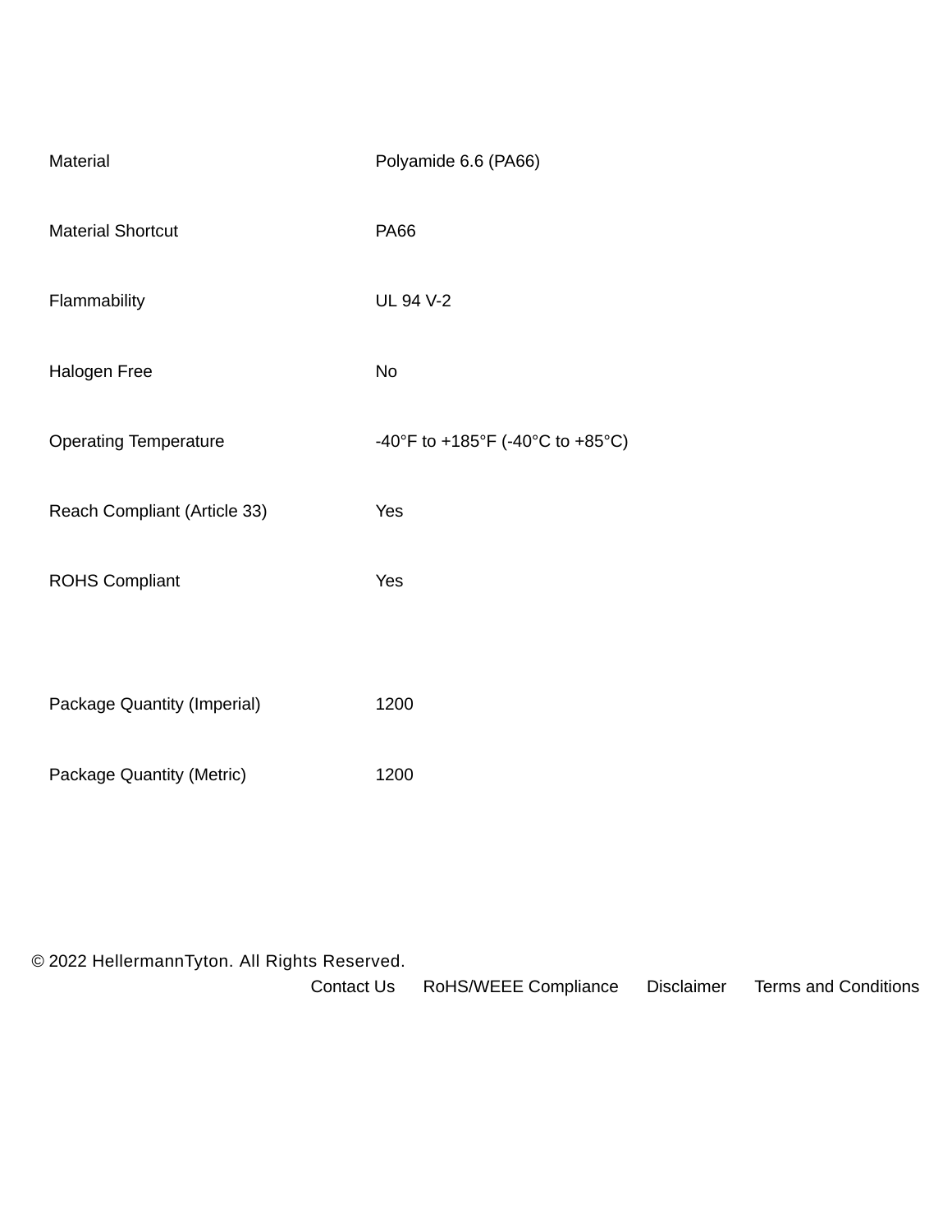| | |
|---|---|
| Material | Polyamide 6.6 (PA66) |
| Material Shortcut | PA66 |
| Flammability | UL 94 V-2 |
| Halogen Free | No |
| Operating Temperature | -40°F to +185°F (-40°C to +85°C) |
| Reach Compliant (Article 33) | Yes |
| ROHS Compliant | Yes |

| | |
|---|---|
| Package Quantity (Imperial) | 1200 |
| Package Quantity (Metric) | 1200 |

© 2022 HellermannTyton. All Rights Reserved.

Contact Us RoHS/WEEE Compliance Disclaimer Terms and Conditions